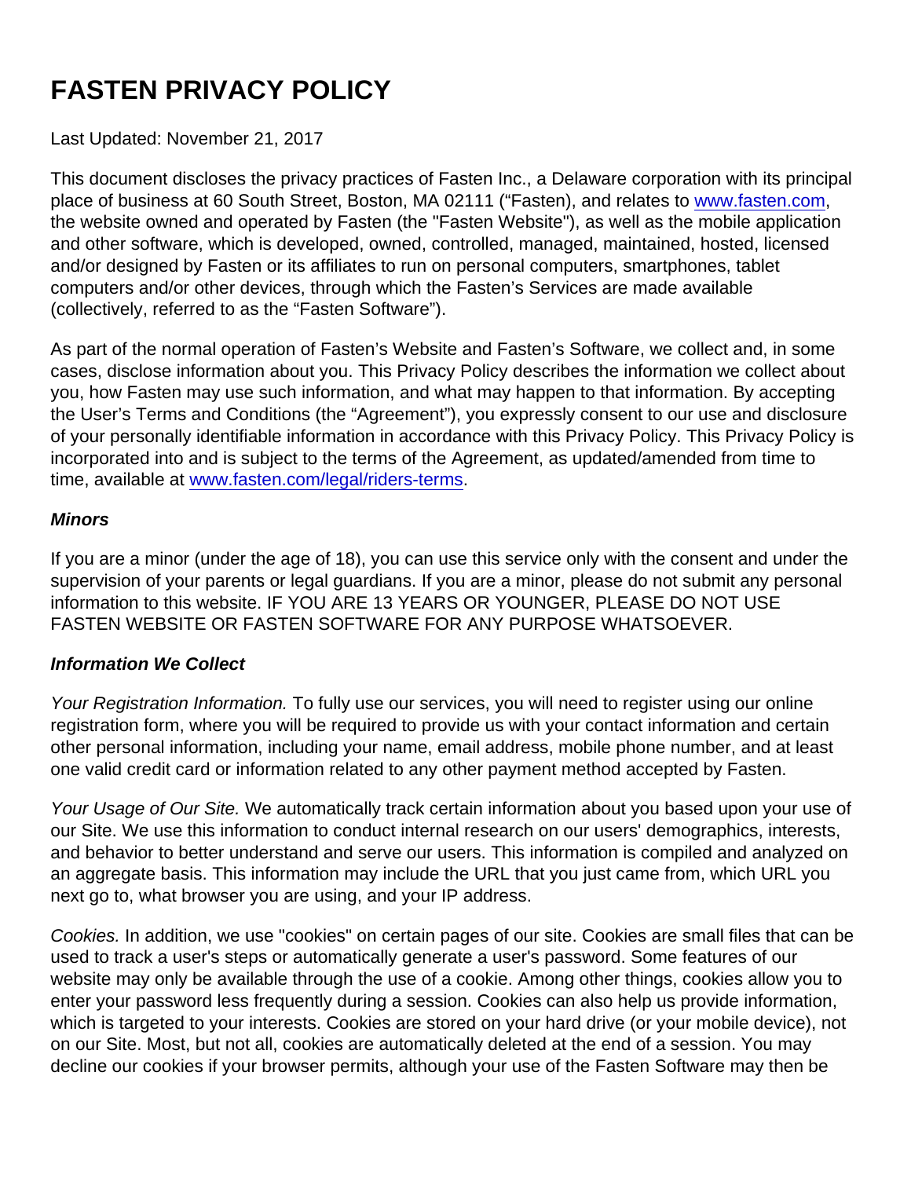# FASTEN PRIVACY POLICY

Last Updated: November 21, 2017

This document discloses the privacy practices of Fasten Inc., a Delaware corporation with its principal place of business at 60 South Street, Boston, MA 02111 ("Fasten), and relates to www.fasten.com, the website owned and operated by Fasten (the "Fasten Website"), as well as the mobile application and other software, which is developed, owned, controlled, managed, maintained, hosted, licensed and/or designed by Fasten or its affiliates to run on personal computers, smartphones, tablet computers and/or other devices, through which the Fasten's Services are made available (collectively, referred to as the "Fasten Software").

As part of the normal operation of Fasten's Website and Fasten's Software, we collect and, in some cases, disclose information about you. This Privacy Policy describes the information we collect about you, how Fasten may use such information, and what may happen to that information. By accepting the User's Terms and Conditions (the "Agreement"), you expressly consent to our use and disclosure of your personally identifiable information in accordance with this Privacy Policy. This Privacy Policy is incorporated into and is subject to the terms of the Agreement, as updated/amended from time to time, available at www.fasten.com/legal/riders-terms.

***Minors***

If you are a minor (under the age of 18), you can use this service only with the consent and under the supervision of your parents or legal guardians. If you are a minor, please do not submit any personal information to this website. IF YOU ARE 13 YEARS OR YOUNGER, PLEASE DO NOT USE FASTEN WEBSITE OR FASTEN SOFTWARE FOR ANY PURPOSE WHATSOEVER.

***Information We Collect***

*Your Registration Information.* To fully use our services, you will need to register using our online registration form, where you will be required to provide us with your contact information and certain other personal information, including your name, email address, mobile phone number, and at least one valid credit card or information related to any other payment method accepted by Fasten.

*Your Usage of Our Site.* We automatically track certain information about you based upon your use of our Site. We use this information to conduct internal research on our users' demographics, interests, and behavior to better understand and serve our users. This information is compiled and analyzed on an aggregate basis. This information may include the URL that you just came from, which URL you next go to, what browser you are using, and your IP address.

*Cookies.* In addition, we use "cookies" on certain pages of our site. Cookies are small files that can be used to track a user's steps or automatically generate a user's password. Some features of our website may only be available through the use of a cookie. Among other things, cookies allow you to enter your password less frequently during a session. Cookies can also help us provide information, which is targeted to your interests. Cookies are stored on your hard drive (or your mobile device), not on our Site. Most, but not all, cookies are automatically deleted at the end of a session. You may decline our cookies if your browser permits, although your use of the Fasten Software may then be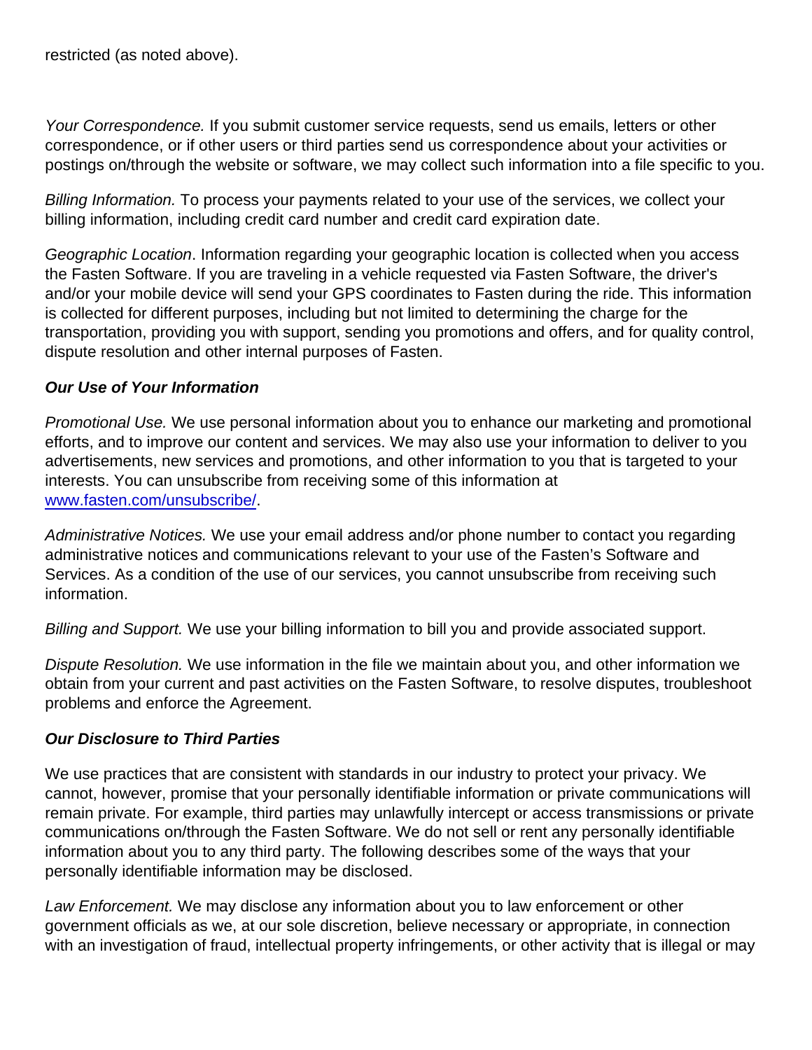restricted (as noted above).

*Your Correspondence.* If you submit customer service requests, send us emails, letters or other correspondence, or if other users or third parties send us correspondence about your activities or postings on/through the website or software, we may collect such information into a file specific to you.

*Billing Information.* To process your payments related to your use of the services, we collect your billing information, including credit card number and credit card expiration date.

*Geographic Location*. Information regarding your geographic location is collected when you access the Fasten Software. If you are traveling in a vehicle requested via Fasten Software, the driver's and/or your mobile device will send your GPS coordinates to Fasten during the ride. This information is collected for different purposes, including but not limited to determining the charge for the transportation, providing you with support, sending you promotions and offers, and for quality control, dispute resolution and other internal purposes of Fasten.

***Our Use of Your Information***

*Promotional Use.* We use personal information about you to enhance our marketing and promotional efforts, and to improve our content and services. We may also use your information to deliver to you advertisements, new services and promotions, and other information to you that is targeted to your interests. You can unsubscribe from receiving some of this information at [www.fasten.com/unsubscribe/](www.fasten.com/unsubscribe/).

*Administrative Notices.* We use your email address and/or phone number to contact you regarding administrative notices and communications relevant to your use of the Fasten's Software and Services. As a condition of the use of our services, you cannot unsubscribe from receiving such information.

*Billing and Support.* We use your billing information to bill you and provide associated support.

*Dispute Resolution.* We use information in the file we maintain about you, and other information we obtain from your current and past activities on the Fasten Software, to resolve disputes, troubleshoot problems and enforce the Agreement.

***Our Disclosure to Third Parties***

We use practices that are consistent with standards in our industry to protect your privacy. We cannot, however, promise that your personally identifiable information or private communications will remain private. For example, third parties may unlawfully intercept or access transmissions or private communications on/through the Fasten Software. We do not sell or rent any personally identifiable information about you to any third party. The following describes some of the ways that your personally identifiable information may be disclosed.

*Law Enforcement.* We may disclose any information about you to law enforcement or other government officials as we, at our sole discretion, believe necessary or appropriate, in connection with an investigation of fraud, intellectual property infringements, or other activity that is illegal or may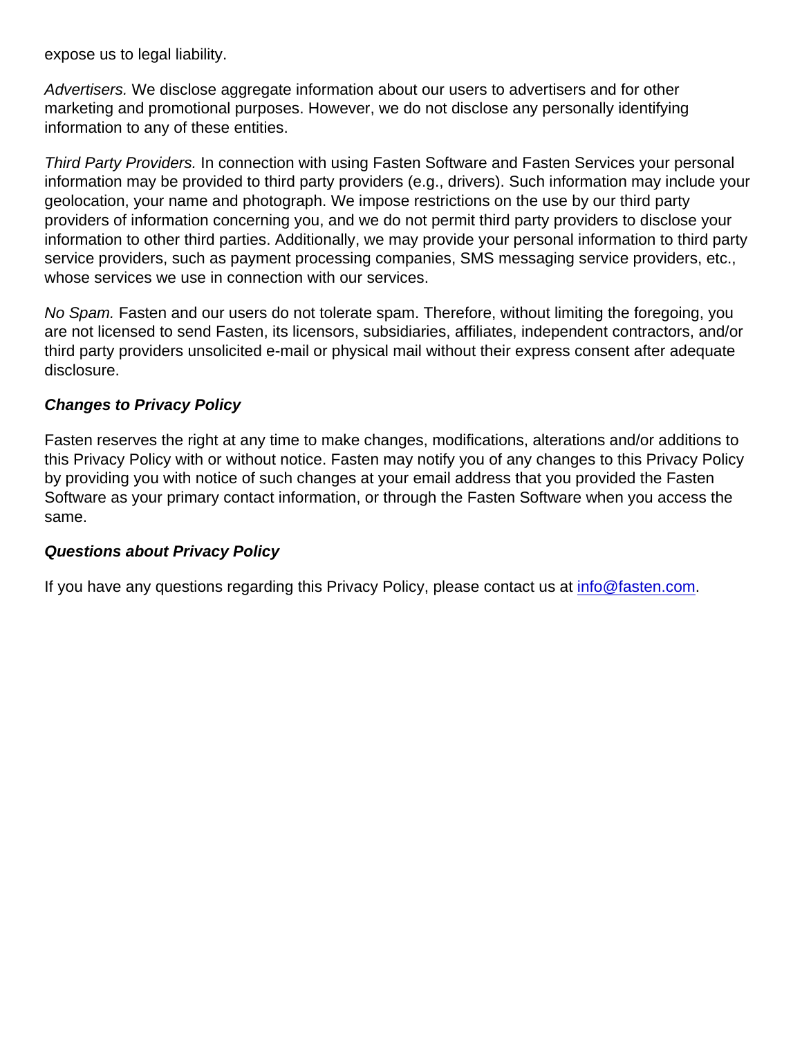expose us to legal liability.

*Advertisers.* We disclose aggregate information about our users to advertisers and for other marketing and promotional purposes. However, we do not disclose any personally identifying information to any of these entities.

*Third Party Providers.* In connection with using Fasten Software and Fasten Services your personal information may be provided to third party providers (e.g., drivers). Such information may include your geolocation, your name and photograph. We impose restrictions on the use by our third party providers of information concerning you, and we do not permit third party providers to disclose your information to other third parties. Additionally, we may provide your personal information to third party service providers, such as payment processing companies, SMS messaging service providers, etc., whose services we use in connection with our services.

*No Spam.* Fasten and our users do not tolerate spam. Therefore, without limiting the foregoing, you are not licensed to send Fasten, its licensors, subsidiaries, affiliates, independent contractors, and/or third party providers unsolicited e-mail or physical mail without their express consent after adequate disclosure.

***Changes to Privacy Policy***

Fasten reserves the right at any time to make changes, modifications, alterations and/or additions to this Privacy Policy with or without notice. Fasten may notify you of any changes to this Privacy Policy by providing you with notice of such changes at your email address that you provided the Fasten Software as your primary contact information, or through the Fasten Software when you access the same.

***Questions about Privacy Policy***

If you have any questions regarding this Privacy Policy, please contact us at info@fasten.com.